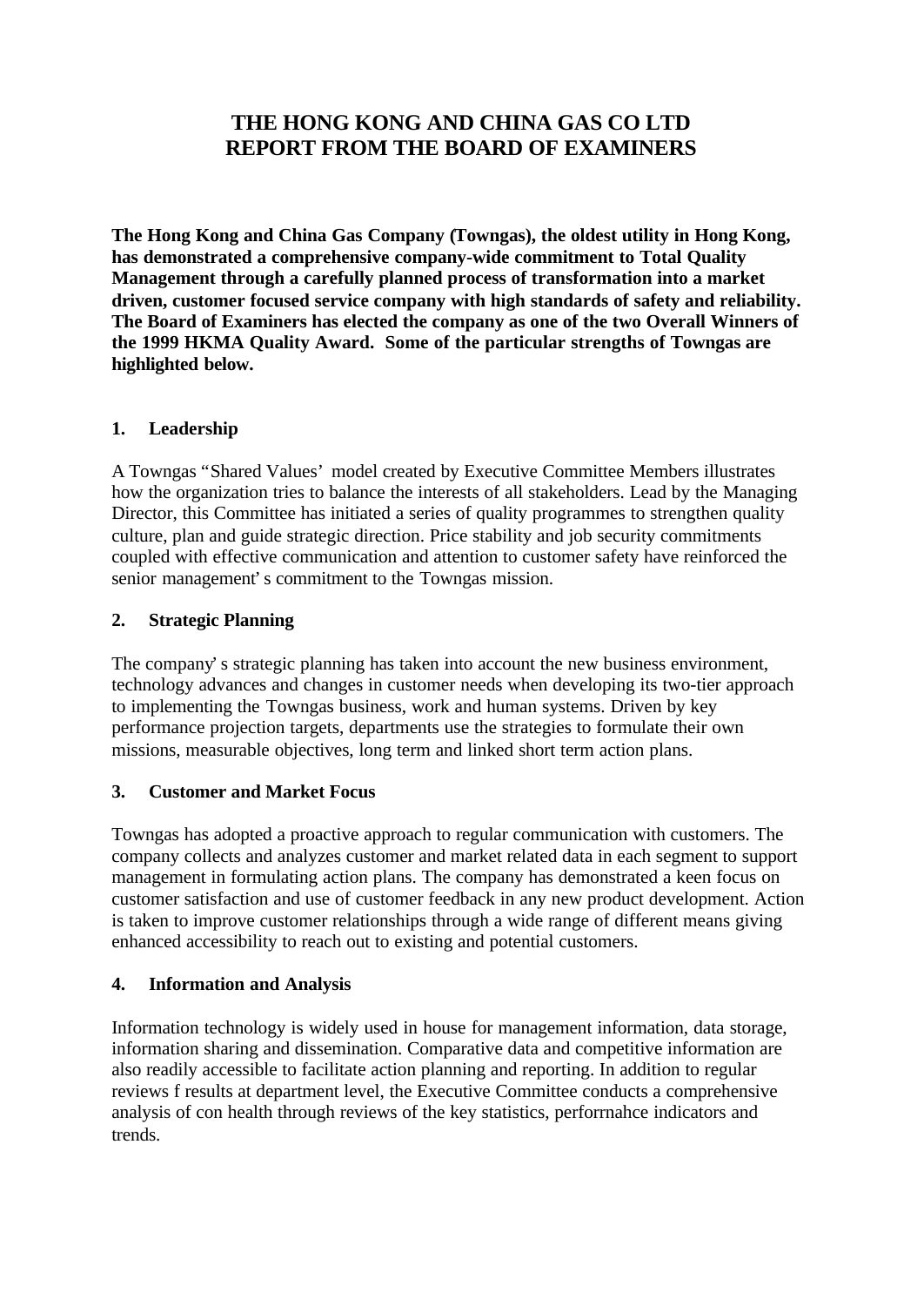# THE HONG KONG AND CHINA GAS CO LTD
# REPORT FROM THE BOARD OF EXAMINERS

**The Hong Kong and China Gas Company (Towngas), the oldest utility in Hong Kong, has demonstrated a comprehensive company-wide commitment to Total Quality Management through a carefully planned process of transformation into a market driven, customer focused service company with high standards of safety and reliability. The Board of Examiners has elected the company as one of the two Overall Winners of the 1999 HKMA Quality Award. Some of the particular strengths of Towngas are highlighted below.**

## 1. Leadership

A Towngas "Shared Values' model created by Executive Committee Members illustrates how the organization tries to balance the interests of all stakeholders. Lead by the Managing Director, this Committee has initiated a series of quality programmes to strengthen quality culture, plan and guide strategic direction. Price stability and job security commitments coupled with effective communication and attention to customer safety have reinforced the senior management's commitment to the Towngas mission.

## 2. Strategic Planning

The company's strategic planning has taken into account the new business environment, technology advances and changes in customer needs when developing its two-tier approach to implementing the Towngas business, work and human systems. Driven by key performance projection targets, departments use the strategies to formulate their own missions, measurable objectives, long term and linked short term action plans.

## 3. Customer and Market Focus

Towngas has adopted a proactive approach to regular communication with customers. The company collects and analyzes customer and market related data in each segment to support management in formulating action plans. The company has demonstrated a keen focus on customer satisfaction and use of customer feedback in any new product development. Action is taken to improve customer relationships through a wide range of different means giving enhanced accessibility to reach out to existing and potential customers.

## 4. Information and Analysis

Information technology is widely used in house for management information, data storage, information sharing and dissemination. Comparative data and competitive information are also readily accessible to facilitate action planning and reporting. In addition to regular reviews f results at department level, the Executive Committee conducts a comprehensive analysis of con health through reviews of the key statistics, perforrnahce indicators and trends.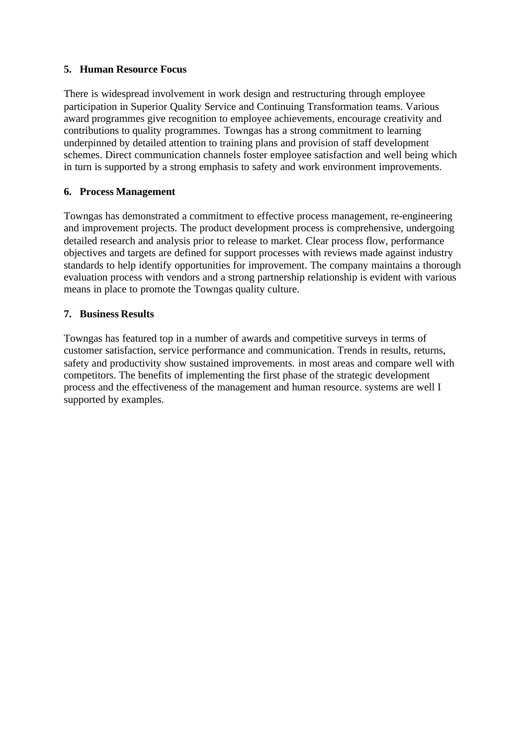**5. Human Resource Focus**

There is widespread involvement in work design and restructuring through employee participation in Superior Quality Service and Continuing Transformation teams. Various award programmes give recognition to employee achievements, encourage creativity and contributions to quality programmes. Towngas has a strong commitment to learning underpinned by detailed attention to training plans and provision of staff development schemes. Direct communication channels foster employee satisfaction and well being which in turn is supported by a strong emphasis to safety and work environment improvements.

**6. Process Management**

Towngas has demonstrated a commitment to effective process management, re-engineering and improvement projects. The product development process is comprehensive, undergoing detailed research and analysis prior to release to market. Clear process flow, performance objectives and targets are defined for support processes with reviews made against industry standards to help identify opportunities for improvement. The company maintains a thorough evaluation process with vendors and a strong partnership relationship is evident with various means in place to promote the Towngas quality culture.

**7. Business Results**

Towngas has featured top in a number of awards and competitive surveys in terms of customer satisfaction, service performance and communication. Trends in results, returns, safety and productivity show sustained improvements. in most areas and compare well with competitors. The benefits of implementing the first phase of the strategic development process and the effectiveness of the management and human resource. systems are well I supported by examples.